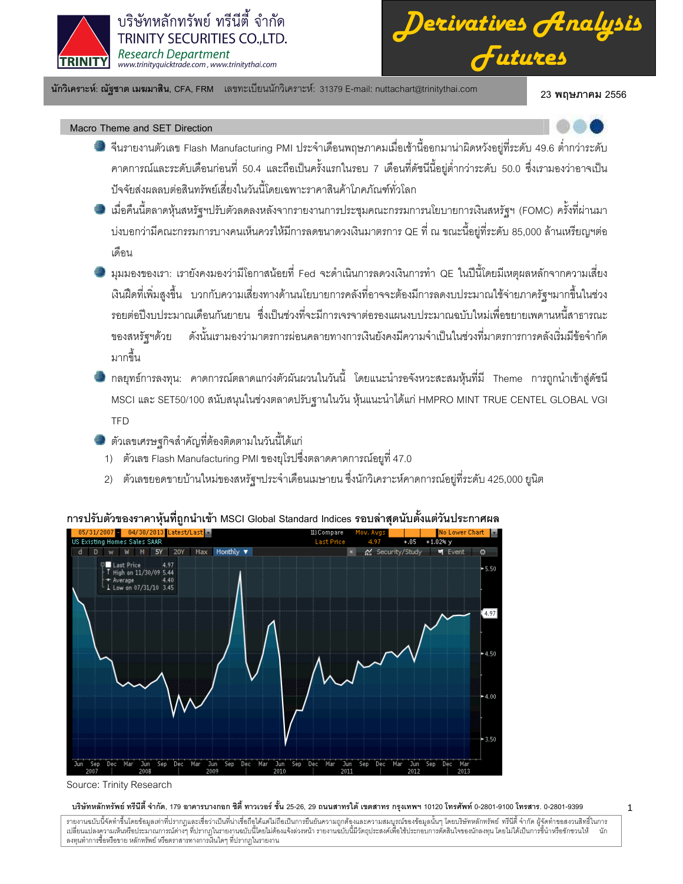บริษัทหลักทรัพย์ ทรีนีตี้ จำกัด
TRINITY SECURITIES CO.,LTD.
*Research Department*
www.trinityquicktrade.com , www.trinitythai.com

# Derivatives Analysis Futures

**นักวิเคราะห์: ณัฐชาต เมฆมาสิน**, CFA, FRM เลขทะเบียนนักวิเคราะห์: 31379 E-mail: nuttachart@trinitythai.com

**23 พฤษภาคม 2556**

## Macro Theme and SET Direction

- จีนรายงานตัวเลข Flash Manufacturing PMI ประจำเดือนพฤษภาคมเมื่อเช้านี้ออกมาน่าผิดหวังอยู่ที่ระดับ 49.6 ต่ำกว่าระดับคาดการณ์และระดับเดือนก่อนที่ 50.4 และถือเป็นครั้งแรกในรอบ 7 เดือนที่ดัชนีนี้อยู่ต่ำกว่าระดับ 50.0 ซึ่งเรามองว่าอาจเป็นปัจจัยส่งผลลบต่อสินทรัพย์เสี่ยงในวันนี้โดยเฉพาะราคาสินค้าโภคภัณฑ์ทั่วโลก
- เมื่อคืนนี้ตลาดหุ้นสหรัฐฯปรับตัวลดลงหลังจากรายงานการประชุมคณะกรรมการนโยบายการเงินสหรัฐฯ (FOMC) ครั้งที่ผ่านมาบ่งบอกว่ามีคณะกรรมการบางคนเห็นควรให้มีการลดขนาดวงเงินมาตรการ QE ที่ ณ ขณะนี้อยู่ที่ระดับ 85,000 ล้านเหรียญฯต่อเดือน
- มุมมองของเรา: เรายังคงมองว่ามีโอกาสน้อยที่ Fed จะดำเนินการลดวงเงินการทำ QE ในปีนี้โดยมีเหตุผลหลักจากความเสี่ยงเงินฝืดที่เพิ่มสูงขึ้น บวกกับความเสี่ยงทางด้านนโยบายการคลังที่อาจจะต้องมีการลดงบประมาณใช้จ่ายภาครัฐฯมากขึ้นในช่วงรอยต่อปีงบประมาณเดือนกันยายน ซึ่งเป็นช่วงที่จะมีการเจรจาต่อรองแผนงบประมาณฉบับใหม่เพื่อขยายเพดานหนี้สาธารณะของสหรัฐฯด้วย ดังนั้นเรามองว่ามาตรการผ่อนคลายทางการเงินยังคงมีความจำเป็นในช่วงที่มาตรการการคลังเริ่มมีข้อจำกัดมากขึ้น
- กลยุทธ์การลงทุน: คาดการณ์ตลาดแกว่งตัวผันผวนในวันนี้ โดยแนะนำรอจังหวะสะสมหุ้นที่มี Theme การถูกนำเข้าสู่ดัชนี MSCI และ SET50/100 สนับสนุนในช่วงตลาดปรับฐานในวัน หุ้นแนะนำได้แก่ HMPRO MINT TRUE CENTEL GLOBAL VGI TFD
- ตัวเลขเศรษฐกิจสำคัญที่ต้องติดตามในวันนี้ได้แก่
  1) ตัวเลข Flash Manufacturing PMI ของยุโรปซึ่งตลาดคาดการณ์อยู่ที่ 47.0
  2) ตัวเลขยอดขายบ้านใหม่ของสหรัฐฯประจำเดือนเมษายน ซึ่งนักวิเคราะห์คาดการณ์อยู่ที่ระดับ 425,000 ยูนิต

**การปรับตัวของราคาหุ้นที่ถูกนำเข้า** MSCI Global Standard Indices **รอบล่าสุดนับตั้งแต่วันประกาศผล**

Source: Trinity Research

**บริษัทหลักทรัพย์ ทรีนีตี้ จำกัด**, 179 **อาคารบางกอก ซิตี้ ทาวเวอร์ ชั้น** 25-26, 29 **ถนนสาทรใต้ เขตสาทร กรุงเทพฯ** 10120 **โทรศัพท์** 0-2801-9100 **โทรสาร.** 0-2801-9399

รายงานฉบับนี้จัดทำขึ้นโดยข้อมูลเท่าที่ปรากฏและเชื่อว่าเป็นที่น่าเชื่อถือได้แต่ไม่ถือเป็นการยืนยันความถูกต้องและความสมบูรณ์ของข้อมูลนั้นๆ โดยบริษัทหลักทรัพย์ ทรีนีตี้ จำกัด ผู้จัดทำขอสงวนสิทธิ์ในการเปลี่ยนแปลงความเห็นหรือประมาณการณ์ต่างๆ ที่ปรากฏในรายงานฉบับนี้โดยไม่ต้องแจ้งล่วงหน้า รายงานฉบับนี้มีวัตถุประสงค์เพื่อใช้ประกอบการตัดสินใจของนักลงทุน โดยไม่ได้เป็นการชี้นำหรือชักชวนให้นักลงทุนทำการซื้อหรือขาย หลักทรัพย์ หรือตราสารทางการเงินใดๆ ที่ปรากฏในรายงาน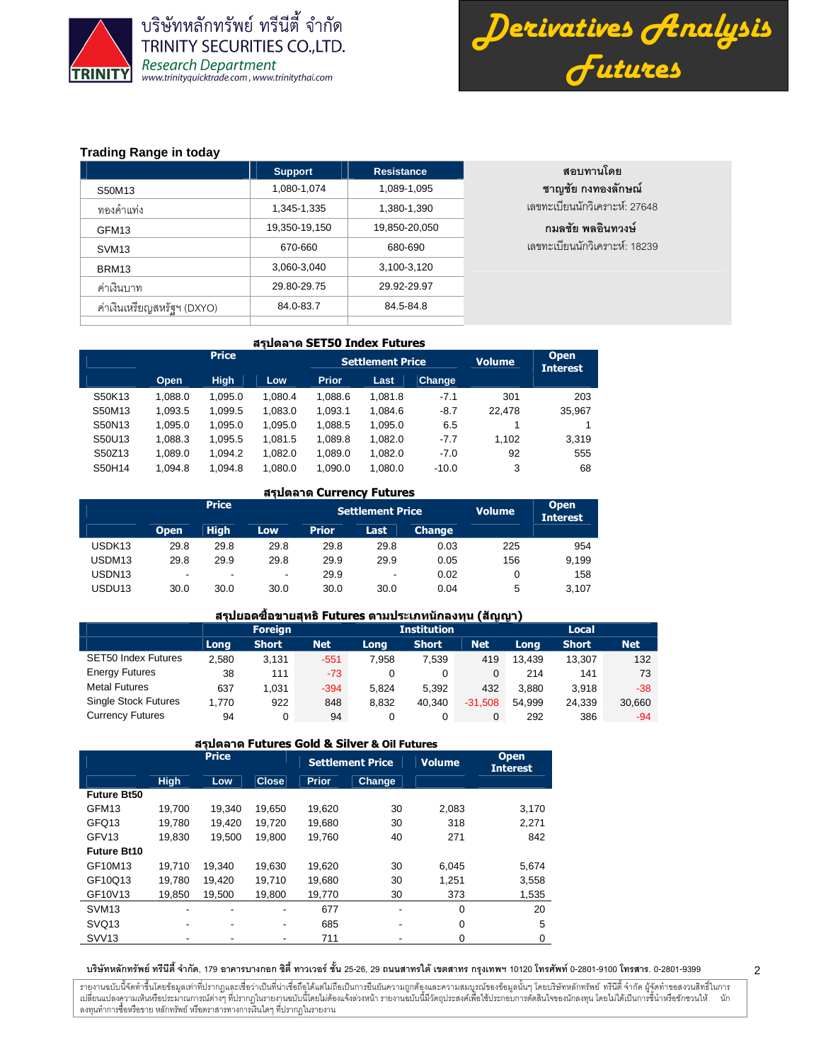### Trading Range in today

| | Support | Resistance |
|---|---|---|
| S50M13 | 1,080-1,074 | 1,089-1,095 |
| ทองคำแท่ง | 1,345-1,335 | 1,380-1,390 |
| GFM13 | 19,350-19,150 | 19,850-20,050 |
| SVM13 | 670-660 | 680-690 |
| BRM13 | 3,060-3,040 | 3,100-3,120 |
| ค่าเงินบาท | 29.80-29.75 | 29.92-29.97 |
| ค่าเงินเหรียญสหรัฐฯ (DXYO) | 84.0-83.7 | 84.5-84.8 |

**สอบทานโดย**
**ชาญชัย กงทองลักษณ์**
เลขทะเบียนนักวิเคราะห์: 27648
**กมลชัย พลอินทวงษ์**
เลขทะเบียนนักวิเคราะห์: 18239

### สรุปตลาด SET50 Index Futures

| | Price | | | Settlement Price | | | Volume | Open Interest |
|---|---|---|---|---|---|---|---|---|
| | Open | High | Low | Prior | Last | Change | | |
| S50K13 | 1,088.0 | 1,095.0 | 1,080.4 | 1,088.6 | 1,081.8 | -7.1 | 301 | 203 |
| S50M13 | 1,093.5 | 1,099.5 | 1,083.0 | 1,093.1 | 1,084.6 | -8.7 | 22,478 | 35,967 |
| S50N13 | 1,095.0 | 1,095.0 | 1,095.0 | 1,088.5 | 1,095.0 | 6.5 | 1 | 1 |
| S50U13 | 1,088.3 | 1,095.5 | 1,081.5 | 1,089.8 | 1,082.0 | -7.7 | 1,102 | 3,319 |
| S50Z13 | 1,089.0 | 1,094.2 | 1,082.0 | 1,089.0 | 1,082.0 | -7.0 | 92 | 555 |
| S50H14 | 1,094.8 | 1,094.8 | 1,080.0 | 1,090.0 | 1,080.0 | -10.0 | 3 | 68 |

### สรุปตลาด Currency Futures

| | Price | | | Settlement Price | | | Volume | Open Interest |
|---|---|---|---|---|---|---|---|---|
| | Open | High | Low | Prior | Last | Change | | |
| USDK13 | 29.8 | 29.8 | 29.8 | 29.8 | 29.8 | 0.03 | 225 | 954 |
| USDM13 | 29.8 | 29.9 | 29.8 | 29.9 | 29.9 | 0.05 | 156 | 9,199 |
| USDN13 | - | - | - | 29.9 | - | 0.02 | 0 | 158 |
| USDU13 | 30.0 | 30.0 | 30.0 | 30.0 | 30.0 | 0.04 | 5 | 3,107 |

### สรุปยอดซื้อขายสุทธิ Futures ตามประเภทนักลงทุน (สัญญา)

| | Foreign | | | Institution | | | Local | | |
|---|---|---|---|---|---|---|---|---|---|
| | Long | Short | Net | Long | Short | Net | Long | Short | Net |
| SET50 Index Futures | 2,580 | 3,131 | -551 | 7,958 | 7,539 | 419 | 13,439 | 13,307 | 132 |
| Energy Futures | 38 | 111 | -73 | 0 | 0 | 0 | 214 | 141 | 73 |
| Metal Futures | 637 | 1,031 | -394 | 5,824 | 5,392 | 432 | 3,880 | 3,918 | -38 |
| Single Stock Futures | 1,770 | 922 | 848 | 8,832 | 40,340 | -31,508 | 54,999 | 24,339 | 30,660 |
| Currency Futures | 94 | 0 | 94 | 0 | 0 | 0 | 292 | 386 | -94 |

### สรุปตลาด Futures Gold & Silver & Oil Futures

| | Price | | | Settlement Price | | Volume | Open Interest |
|---|---|---|---|---|---|---|---|
| | High | Low | Close | Prior | Change | | |
| **Future Bt50** | | | | | | | |
| GFM13 | 19,700 | 19,340 | 19,650 | 19,620 | 30 | 2,083 | 3,170 |
| GFQ13 | 19,780 | 19,420 | 19,720 | 19,680 | 30 | 318 | 2,271 |
| GFV13 | 19,830 | 19,500 | 19,800 | 19,760 | 40 | 271 | 842 |
| **Future Bt10** | | | | | | | |
| GF10M13 | 19,710 | 19,340 | 19,630 | 19,620 | 30 | 6,045 | 5,674 |
| GF10Q13 | 19,780 | 19,420 | 19,710 | 19,680 | 30 | 1,251 | 3,558 |
| GF10V13 | 19,850 | 19,500 | 19,800 | 19,770 | 30 | 373 | 1,535 |
| SVM13 | - | - | - | 677 | - | 0 | 20 |
| SVQ13 | - | - | - | 685 | - | 0 | 5 |
| SVV13 | - | - | - | 711 | - | 0 | 0 |

**บริษัทหลักทรัพย์ ทรีนีตี้ จำกัด**, 179 **อาคารบางกอก ซิตี้ ทาวเวอร์ ชั้น** 25-26, 29 **ถนนสาทรใต้ เขตสาทร กรุงเทพฯ** 10120 **โทรศัพท์** 0-2801-9100 **โทรสาร.** 0-2801-9399

รายงานฉบับนี้จัดทำขึ้นโดยข้อมูลเท่าที่ปรากฏและเชื่อว่าเป็นที่น่าเชื่อถือได้แต่ไม่ถือเป็นการยืนยันความถูกต้องและความสมบูรณ์ของข้อมูลนั้นๆ โดยบริษัทหลักทรัพย์ ทรีนีตี้ จำกัด ผู้จัดทำขอสงวนสิทธิ์ในการเปลี่ยนแปลงความเห็นหรือประมาณการณ์ต่างๆ ที่ปรากฏในรายงานฉบับนี้โดยไม่ต้องแจ้งล่วงหน้า รายงานฉบับนี้มีวัตถุประสงค์เพื่อใช้ประกอบการตัดสินใจของนักลงทุน โดยไม่ได้เป็นการชี้นำหรือชักชวนให้ นักลงทุนทำการซื้อหรือขาย หลักทรัพย์ หรือตราสารทางการเงินใดๆ ที่ปรากฏในรายงาน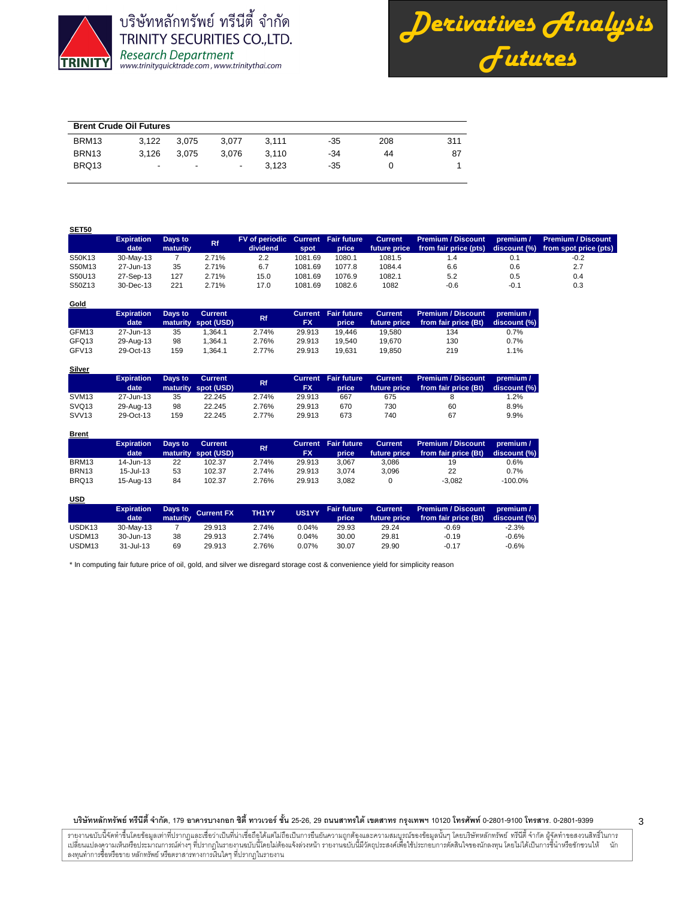**Brent Crude Oil Futures**

| | | | | | | | |
|---|---|---|---|---|---|---|---|
| BRM13 | 3,122 | 3,075 | 3,077 | 3,111 | -35 | 208 | 311 |
| BRN13 | 3,126 | 3,075 | 3,076 | 3,110 | -34 | 44 | 87 |
| BRQ13 | - | - | - | 3,123 | -35 | 0 | 1 |

**SET50**

| | Expiration date | Days to maturity | Rf | FV of periodic dividend | Current spot | Fair future price | Current future price | Premium / Discount from fair price (pts) | premium / discount (%) | Premium / Discount from spot price (pts) |
|---|---|---|---|---|---|---|---|---|---|---|
| S50K13 | 30-May-13 | 7 | 2.71% | 2.2 | 1081.69 | 1080.1 | 1081.5 | 1.4 | 0.1 | -0.2 |
| S50M13 | 27-Jun-13 | 35 | 2.71% | 6.7 | 1081.69 | 1077.8 | 1084.4 | 6.6 | 0.6 | 2.7 |
| S50U13 | 27-Sep-13 | 127 | 2.71% | 15.0 | 1081.69 | 1076.9 | 1082.1 | 5.2 | 0.5 | 0.4 |
| S50Z13 | 30-Dec-13 | 221 | 2.71% | 17.0 | 1081.69 | 1082.6 | 1082 | -0.6 | -0.1 | 0.3 |

**Gold**

| | Expiration date | Days to maturity | Current spot (USD) | Rf | Current FX | Fair future price | Current future price | Premium / Discount from fair price (Bt) | premium / discount (%) |
|---|---|---|---|---|---|---|---|---|---|
| GFM13 | 27-Jun-13 | 35 | 1,364.1 | 2.74% | 29.913 | 19,446 | 19,580 | 134 | 0.7% |
| GFQ13 | 29-Aug-13 | 98 | 1,364.1 | 2.76% | 29.913 | 19,540 | 19,670 | 130 | 0.7% |
| GFV13 | 29-Oct-13 | 159 | 1,364.1 | 2.77% | 29.913 | 19,631 | 19,850 | 219 | 1.1% |

**Silver**

| | Expiration date | Days to maturity | Current spot (USD) | Rf | Current FX | Fair future price | Current future price | Premium / Discount from fair price (Bt) | premium / discount (%) |
|---|---|---|---|---|---|---|---|---|---|
| SVM13 | 27-Jun-13 | 35 | 22.245 | 2.74% | 29.913 | 667 | 675 | 8 | 1.2% |
| SVQ13 | 29-Aug-13 | 98 | 22.245 | 2.76% | 29.913 | 670 | 730 | 60 | 8.9% |
| SVV13 | 29-Oct-13 | 159 | 22.245 | 2.77% | 29.913 | 673 | 740 | 67 | 9.9% |

**Brent**

| | Expiration date | Days to maturity | Current spot (USD) | Rf | Current FX | Fair future price | Current future price | Premium / Discount from fair price (Bt) | premium / discount (%) |
|---|---|---|---|---|---|---|---|---|---|
| BRM13 | 14-Jun-13 | 22 | 102.37 | 2.74% | 29.913 | 3,067 | 3,086 | 19 | 0.6% |
| BRN13 | 15-Jul-13 | 53 | 102.37 | 2.74% | 29.913 | 3,074 | 3,096 | 22 | 0.7% |
| BRQ13 | 15-Aug-13 | 84 | 102.37 | 2.76% | 29.913 | 3,082 | 0 | -3,082 | -100.0% |

**USD**

| | Expiration date | Days to maturity | Current FX | TH1YY | US1YY | Fair future price | Current future price | Premium / Discount from fair price (Bt) | premium / discount (%) |
|---|---|---|---|---|---|---|---|---|---|
| USDK13 | 30-May-13 | 7 | 29.913 | 2.74% | 0.04% | 29.93 | 29.24 | -0.69 | -2.3% |
| USDM13 | 30-Jun-13 | 38 | 29.913 | 2.74% | 0.04% | 30.00 | 29.81 | -0.19 | -0.6% |
| USDM13 | 31-Jul-13 | 69 | 29.913 | 2.76% | 0.07% | 30.07 | 29.90 | -0.17 | -0.6% |

* In computing fair future price of oil, gold, and silver we disregard storage cost & convenience yield for simplicity reason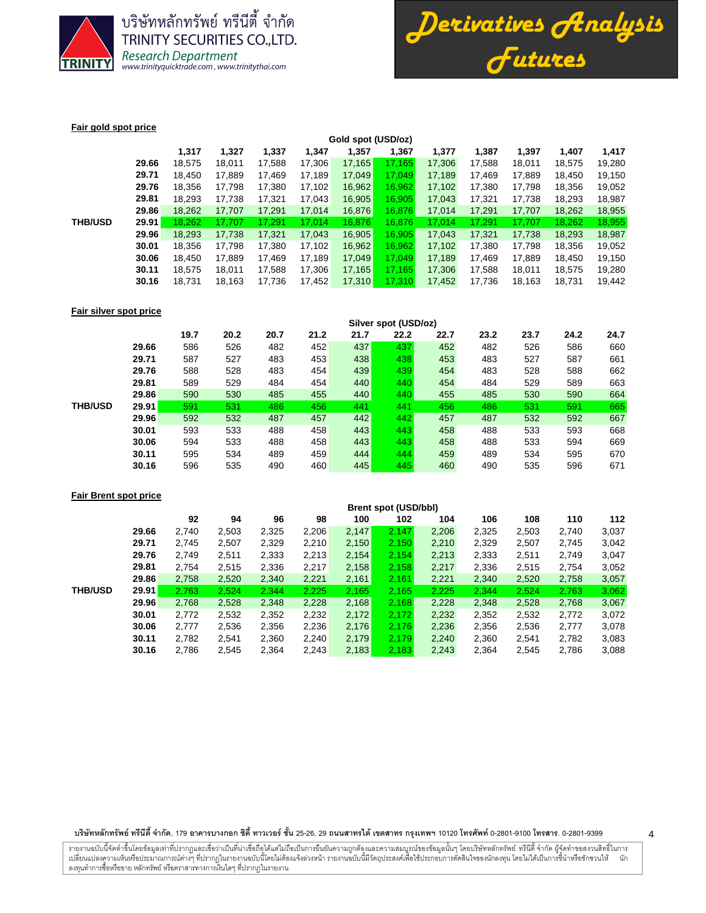**Fair gold spot price**

| | | Gold spot (USD/oz) | | | | | | | | | | |
|---|---|---|---|---|---|---|---|---|---|---|---|---|
| | | **1,317** | **1,327** | **1,337** | **1,347** | **1,357** | **1,367** | **1,377** | **1,387** | **1,397** | **1,407** | **1,417** |
| | **29.66** | 18,575 | 18,011 | 17,588 | 17,306 | 17,165 | 17,165 | 17,306 | 17,588 | 18,011 | 18,575 | 19,280 |
| | **29.71** | 18,450 | 17,889 | 17,469 | 17,189 | 17,049 | 17,049 | 17,189 | 17,469 | 17,889 | 18,450 | 19,150 |
| | **29.76** | 18,356 | 17,798 | 17,380 | 17,102 | 16,962 | 16,962 | 17,102 | 17,380 | 17,798 | 18,356 | 19,052 |
| | **29.81** | 18,293 | 17,738 | 17,321 | 17,043 | 16,905 | 16,905 | 17,043 | 17,321 | 17,738 | 18,293 | 18,987 |
| | **29.86** | 18,262 | 17,707 | 17,291 | 17,014 | 16,876 | 16,876 | 17,014 | 17,291 | 17,707 | 18,262 | 18,955 |
| **THB/USD** | **29.91** | 18,262 | 17,707 | 17,291 | 17,014 | 16,876 | 16,876 | 17,014 | 17,291 | 17,707 | 18,262 | 18,955 |
| | **29.96** | 18,293 | 17,738 | 17,321 | 17,043 | 16,905 | 16,905 | 17,043 | 17,321 | 17,738 | 18,293 | 18,987 |
| | **30.01** | 18,356 | 17,798 | 17,380 | 17,102 | 16,962 | 16,962 | 17,102 | 17,380 | 17,798 | 18,356 | 19,052 |
| | **30.06** | 18,450 | 17,889 | 17,469 | 17,189 | 17,049 | 17,049 | 17,189 | 17,469 | 17,889 | 18,450 | 19,150 |
| | **30.11** | 18,575 | 18,011 | 17,588 | 17,306 | 17,165 | 17,165 | 17,306 | 17,588 | 18,011 | 18,575 | 19,280 |
| | **30.16** | 18,731 | 18,163 | 17,736 | 17,452 | 17,310 | 17,310 | 17,452 | 17,736 | 18,163 | 18,731 | 19,442 |

**Fair silver spot price**

| | | Silver spot (USD/oz) | | | | | | | | | | |
|---|---|---|---|---|---|---|---|---|---|---|---|---|
| | | **19.7** | **20.2** | **20.7** | **21.2** | **21.7** | **22.2** | **22.7** | **23.2** | **23.7** | **24.2** | **24.7** |
| | **29.66** | 586 | 526 | 482 | 452 | 437 | 437 | 452 | 482 | 526 | 586 | 660 |
| | **29.71** | 587 | 527 | 483 | 453 | 438 | 438 | 453 | 483 | 527 | 587 | 661 |
| | **29.76** | 588 | 528 | 483 | 454 | 439 | 439 | 454 | 483 | 528 | 588 | 662 |
| | **29.81** | 589 | 529 | 484 | 454 | 440 | 440 | 454 | 484 | 529 | 589 | 663 |
| | **29.86** | 590 | 530 | 485 | 455 | 440 | 440 | 455 | 485 | 530 | 590 | 664 |
| **THB/USD** | **29.91** | 591 | 531 | 486 | 456 | 441 | 441 | 456 | 486 | 531 | 591 | 665 |
| | **29.96** | 592 | 532 | 487 | 457 | 442 | 442 | 457 | 487 | 532 | 592 | 667 |
| | **30.01** | 593 | 533 | 488 | 458 | 443 | 443 | 458 | 488 | 533 | 593 | 668 |
| | **30.06** | 594 | 533 | 488 | 458 | 443 | 443 | 458 | 488 | 533 | 594 | 669 |
| | **30.11** | 595 | 534 | 489 | 459 | 444 | 444 | 459 | 489 | 534 | 595 | 670 |
| | **30.16** | 596 | 535 | 490 | 460 | 445 | 445 | 460 | 490 | 535 | 596 | 671 |

**Fair Brent spot price**

| | | Brent spot (USD/bbl) | | | | | | | | | | |
|---|---|---|---|---|---|---|---|---|---|---|---|---|
| | | **92** | **94** | **96** | **98** | **100** | **102** | **104** | **106** | **108** | **110** | **112** |
| | **29.66** | 2,740 | 2,503 | 2,325 | 2,206 | 2,147 | 2,147 | 2,206 | 2,325 | 2,503 | 2,740 | 3,037 |
| | **29.71** | 2,745 | 2,507 | 2,329 | 2,210 | 2,150 | 2,150 | 2,210 | 2,329 | 2,507 | 2,745 | 3,042 |
| | **29.76** | 2,749 | 2,511 | 2,333 | 2,213 | 2,154 | 2,154 | 2,213 | 2,333 | 2,511 | 2,749 | 3,047 |
| | **29.81** | 2,754 | 2,515 | 2,336 | 2,217 | 2,158 | 2,158 | 2,217 | 2,336 | 2,515 | 2,754 | 3,052 |
| | **29.86** | 2,758 | 2,520 | 2,340 | 2,221 | 2,161 | 2,161 | 2,221 | 2,340 | 2,520 | 2,758 | 3,057 |
| **THB/USD** | **29.91** | 2,763 | 2,524 | 2,344 | 2,225 | 2,165 | 2,165 | 2,225 | 2,344 | 2,524 | 2,763 | 3,062 |
| | **29.96** | 2,768 | 2,528 | 2,348 | 2,228 | 2,168 | 2,168 | 2,228 | 2,348 | 2,528 | 2,768 | 3,067 |
| | **30.01** | 2,772 | 2,532 | 2,352 | 2,232 | 2,172 | 2,172 | 2,232 | 2,352 | 2,532 | 2,772 | 3,072 |
| | **30.06** | 2,777 | 2,536 | 2,356 | 2,236 | 2,176 | 2,176 | 2,236 | 2,356 | 2,536 | 2,777 | 3,078 |
| | **30.11** | 2,782 | 2,541 | 2,360 | 2,240 | 2,179 | 2,179 | 2,240 | 2,360 | 2,541 | 2,782 | 3,083 |
| | **30.16** | 2,786 | 2,545 | 2,364 | 2,243 | 2,183 | 2,183 | 2,243 | 2,364 | 2,545 | 2,786 | 3,088 |

รายงานฉบับนี้จัดทำขึ้นโดยข้อมูลเท่าที่ปรากฏและเชื่อว่าเป็นที่น่าเชื่อถือได้แต่ไม่ถือเป็นการยืนยันความถูกต้องและความสมบูรณ์ของข้อมูลนั้นๆ โดยบริษัทหลักทรัพย์ ทรีนีตี้ จำกัด ผู้จัดทำขอสงวนสิทธิ์ในการเปลี่ยนแปลงความเห็นหรือประมาณการณ์ต่างๆ ที่ปรากฏในรายงานฉบับนี้โดยไม่ต้องแจ้งล่วงหน้า รายงานฉบับนี้มีวัตถุประสงค์เพื่อใช้ประกอบการตัดสินใจของนักลงทุน โดยไม่ได้เป็นการชี้นำหรือชักชวนให้นักลงทุนทำการซื้อหรือขาย หลักทรัพย์ หรือตราสารทางการเงินใดๆ ที่ปรากฏในรายงาน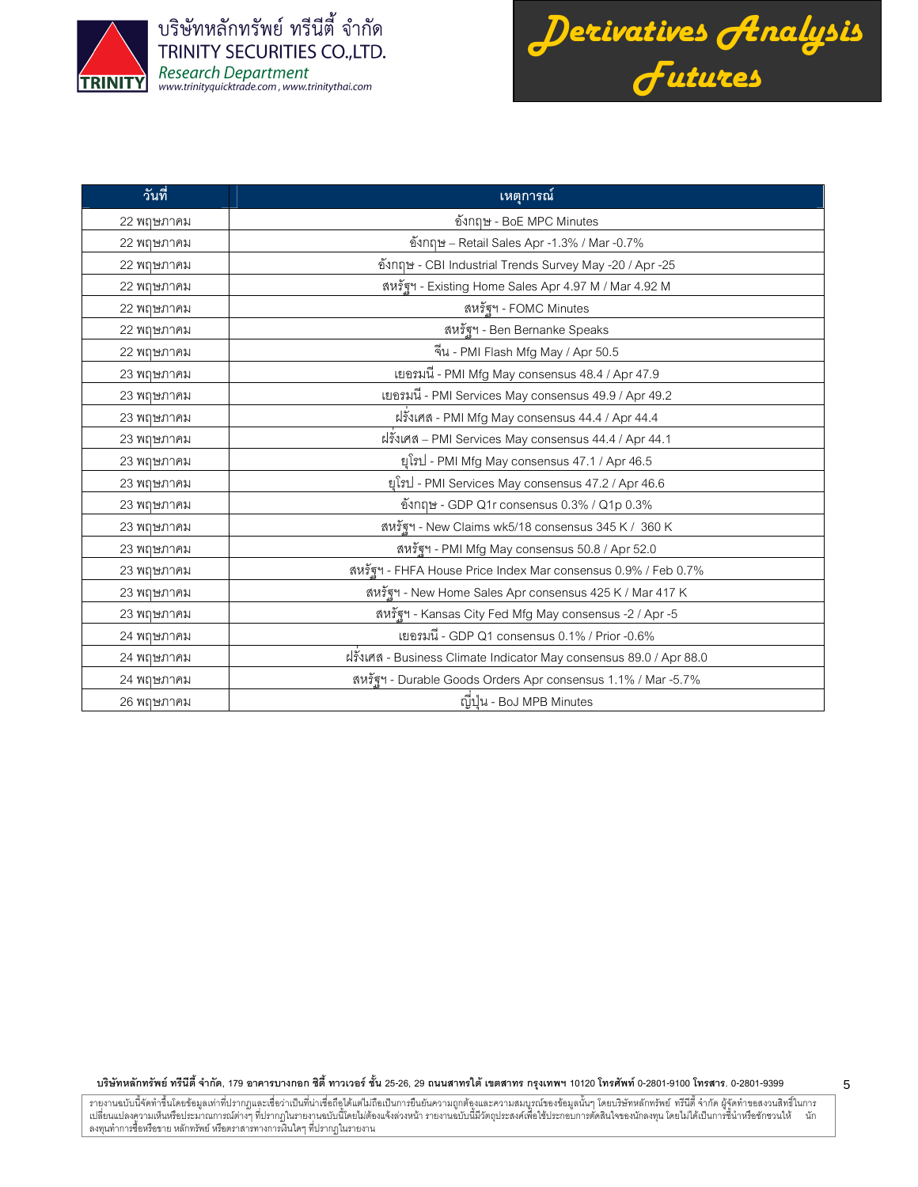| วันที่ | เหตุการณ์ |
| --- | --- |
| 22 พฤษภาคม | อังกฤษ - BoE MPC Minutes |
| 22 พฤษภาคม | อังกฤษ – Retail Sales Apr -1.3% / Mar -0.7% |
| 22 พฤษภาคม | อังกฤษ - CBI Industrial Trends Survey May -20 / Apr -25 |
| 22 พฤษภาคม | สหรัฐฯ - Existing Home Sales Apr 4.97 M / Mar 4.92 M |
| 22 พฤษภาคม | สหรัฐฯ - FOMC Minutes |
| 22 พฤษภาคม | สหรัฐฯ - Ben Bernanke Speaks |
| 22 พฤษภาคม | จีน - PMI Flash Mfg May / Apr 50.5 |
| 23 พฤษภาคม | เยอรมนี - PMI Mfg May consensus 48.4 / Apr 47.9 |
| 23 พฤษภาคม | เยอรมนี - PMI Services May consensus 49.9 / Apr 49.2 |
| 23 พฤษภาคม | ฝรั่งเศส - PMI Mfg May consensus 44.4 / Apr 44.4 |
| 23 พฤษภาคม | ฝรั่งเศส – PMI Services May consensus 44.4 / Apr 44.1 |
| 23 พฤษภาคม | ยุโรป - PMI Mfg May consensus 47.1 / Apr 46.5 |
| 23 พฤษภาคม | ยุโรป - PMI Services May consensus 47.2 / Apr 46.6 |
| 23 พฤษภาคม | อังกฤษ - GDP Q1r consensus 0.3% / Q1p 0.3% |
| 23 พฤษภาคม | สหรัฐฯ - New Claims wk5/18 consensus 345 K / 360 K |
| 23 พฤษภาคม | สหรัฐฯ - PMI Mfg May consensus 50.8 / Apr 52.0 |
| 23 พฤษภาคม | สหรัฐฯ - FHFA House Price Index Mar consensus 0.9% / Feb 0.7% |
| 23 พฤษภาคม | สหรัฐฯ - New Home Sales Apr consensus 425 K / Mar 417 K |
| 23 พฤษภาคม | สหรัฐฯ - Kansas City Fed Mfg May consensus -2 / Apr -5 |
| 24 พฤษภาคม | เยอรมนี - GDP Q1 consensus 0.1% / Prior -0.6% |
| 24 พฤษภาคม | ฝรั่งเศส - Business Climate Indicator May consensus 89.0 / Apr 88.0 |
| 24 พฤษภาคม | สหรัฐฯ - Durable Goods Orders Apr consensus 1.1% / Mar -5.7% |
| 26 พฤษภาคม | ญี่ปุ่น - BoJ MPB Minutes |

**บริษัทหลักทรัพย์ ทรีนีตี้ จำกัด**, 179 **อาคารบางกอก ซิตี้ ทาวเวอร์ ชั้น** 25-26, 29 **ถนนสาทรใต้ เขตสาทร กรุงเทพฯ** 10120 **โทรศัพท์** 0-2801-9100 **โทรสาร.** 0-2801-9399

รายงานฉบับนี้จัดทำขึ้นโดยข้อมูลเท่าที่ปรากฏและเชื่อว่าเป็นที่น่าเชื่อถือได้แต่ไม่ถือเป็นการยืนยันความถูกต้องและความสมบูรณ์ของข้อมูลนั้นๆ โดยบริษัทหลักทรัพย์ ทรีนีตี้ จำกัด ผู้จัดทำขอสงวนสิทธิ์ในการเปลี่ยนแปลงความเห็นหรือประมาณการณ์ต่างๆ ที่ปรากฏในรายงานฉบับนี้โดยไม่ต้องแจ้งล่วงหน้า รายงานฉบับนี้มีวัตถุประสงค์เพื่อใช้ประกอบการตัดสินใจของนักลงทุน โดยไม่ได้เป็นการชี้นำหรือชักชวนให้ นักลงทุนทำการซื้อหรือขาย หลักทรัพย์ หรือตราสารทางการเงินใดๆ ที่ปรากฏในรายงาน